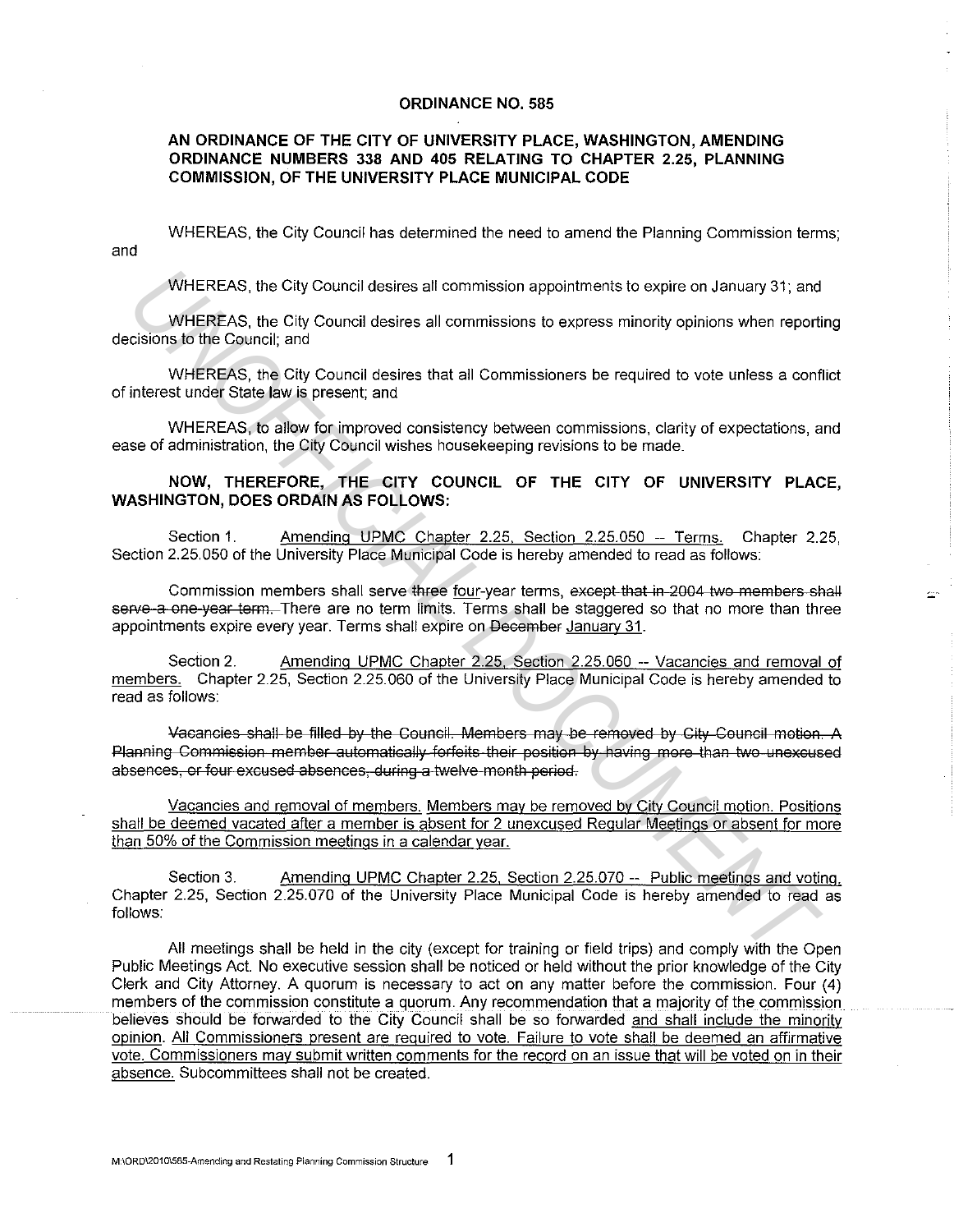# ORDINANCE NO. 585

## AN ORDINANCE OF THE CITY OF UNIVERSITY PLACE, WASHINGTON, AMENDING ORDINANCE NUMBERS 338 AND 405 RELATING TO CHAPTER 2.25, PLANNING COMMISSION, OF THE UNIVERSITY PLACE MUNICIPAL CODE

WHEREAS, the City Council has determined the need to amend the Planning Commission terms; and

WHEREAS, the City Council desires all commission appointments to expire on January 31; and

WHEREAS, the City Council desires all commissions to express minority opinions when reporting decisions to the Council; and

WHEREAS, the City Council desires that all Commissioners be required to vote unless a conflict of interest under State law is present; and

WHEREAS, to allow for improved consistency between commissions, clarity of expectations, and ease of administration, the City Council wishes housekeeping revisions to be made.

**NOW, THEREFORE, THE CITY COUNCIL OF THE CITY OF UNIVERSITY PLACE, WASHINGTON, DOES ORDAIN AS FOLLOWS:**

Section 1. <u>Amending UPMC Chapter 2.25, Section 2.25.050 -- Terms.</u> Chapter 2.25, Section 2.25.050 of the University Place Municipal Code is hereby amended to read as follows:

Commission members shall serve ~~three~~ <u>four</u>-year terms, ~~except that in 2004 two members shall serve a one-year term.~~ There are no term limits. Terms shall be staggered so that no more than three appointments expire every year. Terms shall expire on ~~December~~ <u>January</u> 31.

Section 2. <u>Amending UPMC Chapter 2.25, Section 2.25.060 -- Vacancies and removal of members.</u> Chapter 2.25, Section 2.25.060 of the University Place Municipal Code is hereby amended to read as follows:

~~Vacancies shall be filled by the Council. Members may be removed by City Council motion. A Planning Commission member automatically forfeits their position by having more than two unexcused absences, or four excused absences, during a twelve-month period.~~

<u>Vacancies and removal of members. Members may be removed by City Council motion. Positions shall be deemed vacated after a member is absent for 2 unexcused Regular Meetings or absent for more than 50% of the Commission meetings in a calendar year.</u>

Section 3. <u>Amending UPMC Chapter 2.25, Section 2.25.070 -- Public meetings and voting.</u> Chapter 2.25, Section 2.25.070 of the University Place Municipal Code is hereby amended to read as follows:

All meetings shall be held in the city (except for training or field trips) and comply with the Open Public Meetings Act. No executive session shall be noticed or held without the prior knowledge of the City Clerk and City Attorney. A quorum is necessary to act on any matter before the commission. Four (4) members of the commission constitute a quorum. Any recommendation that a majority of the commission believes should be forwarded to the City Council shall be so forwarded <u>and shall include the minority opinion. All Commissioners present are required to vote. Failure to vote shall be deemed an affirmative vote. Commissioners may submit written comments for the record on an issue that will be voted on in their absence.</u> Subcommittees shall not be created.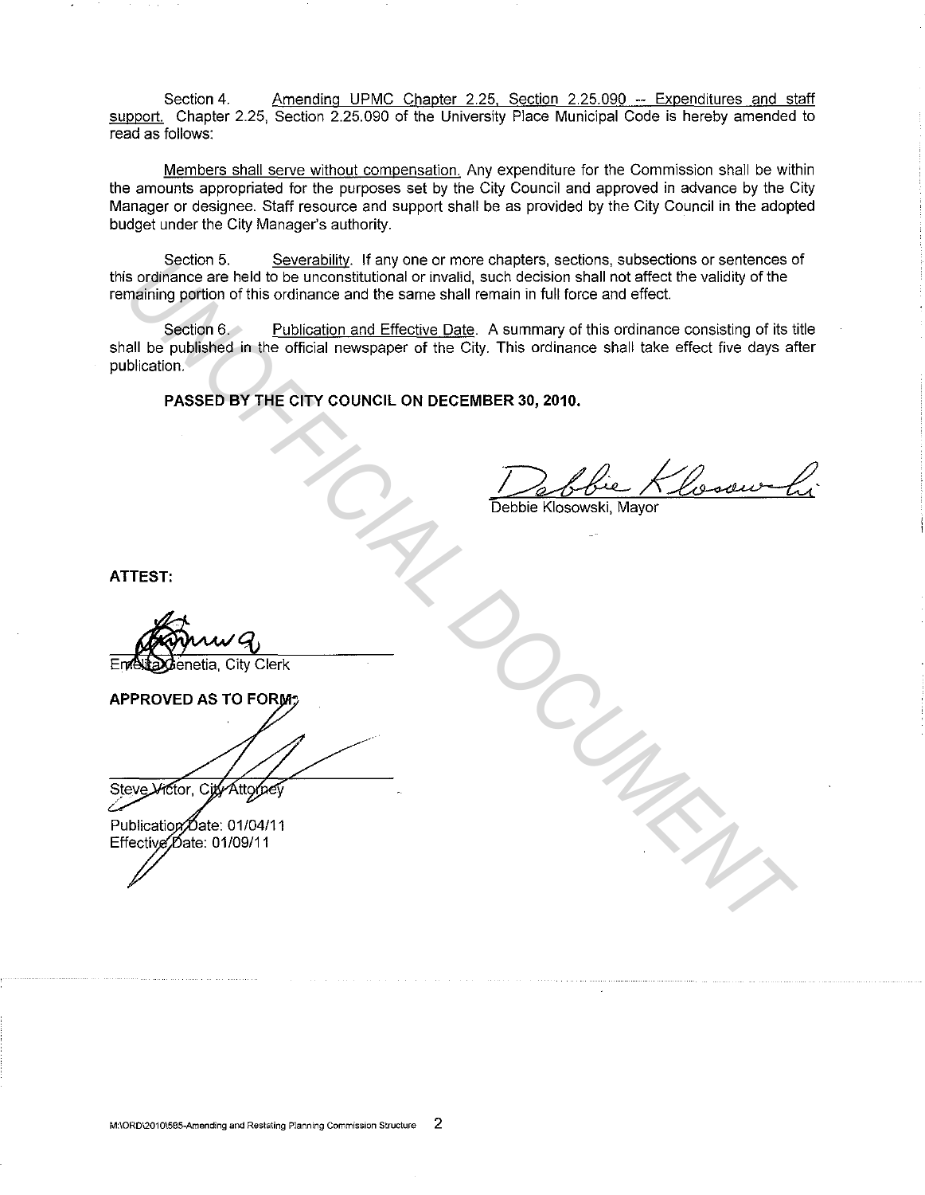Section 4. Amending UPMC Chapter 2.25, Section 2.25.090 -- Expenditures and staff support. Chapter 2.25, Section 2.25.090 of the University Place Municipal Code is hereby amended to read as follows:

Members shall serve without compensation. Any expenditure for the Commission shall be within the amounts appropriated for the purposes set by the City Council and approved in advance by the City Manager or designee. Staff resource and support shall be as provided by the City Council in the adopted budget under the City Manager's authority.

Section 5. Severability. If any one or more chapters, sections, subsections or sentences of this ordinance are held to be unconstitutional or invalid, such decision shall not affect the validity of the remaining portion of this ordinance and the same shall remain in full force and effect.

Section 6. Publication and Effective Date. A summary of this ordinance consisting of its title shall be published in the official newspaper of the City. This ordinance shall take effect five days after publication.

**PASSED BY THE CITY COUNCIL ON DECEMBER 30, 2010.**

Debbie Klosowski, Mayor

**ATTEST:**

Emelita Genetia, City Clerk

**APPROVED AS TO FORM:**

Steve Victor, City Attorney

Publication Date: 01/04/11
Effective Date: 01/09/11

UNOFFICIAL DOCUMENT

M:\ORD\2010\585-Amending and Restating Planning Commission Structure